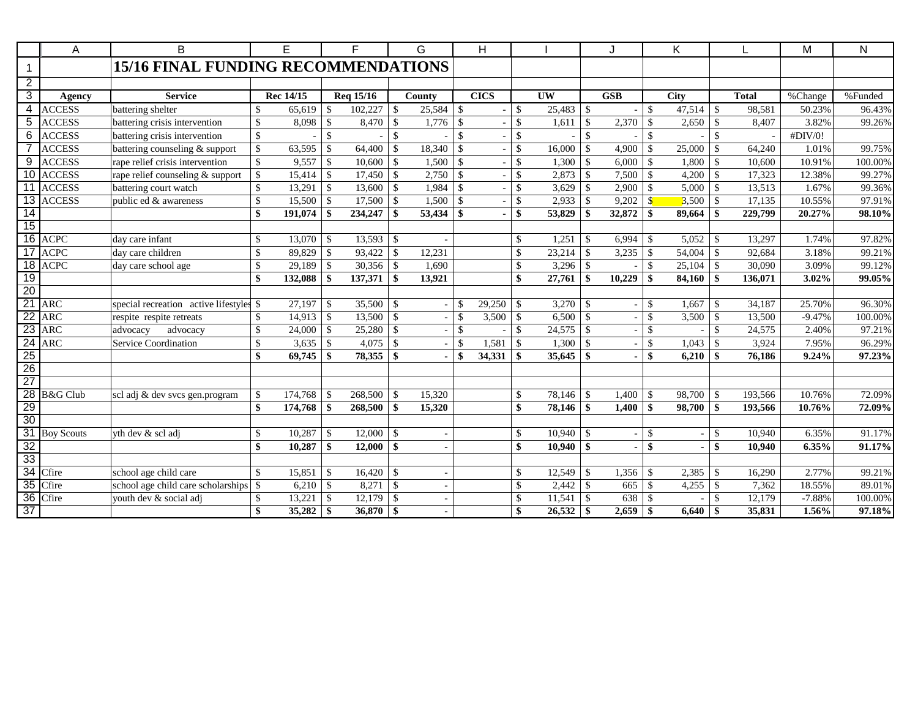# 15/16 FINAL FUNDING RECOMMENDATIONS

| Agency | Service | Rec 14/15 | Req 15/16 | County | CICS | UW | GSB | City | Total | %Change | %Funded |
|---|---|---|---|---|---|---|---|---|---|---|---|
| ACCESS | battering shelter | $ 65,619 | $ 102,227 | $ 25,584 | $ - | $ 25,483 | $ - | $ 47,514 | $ 98,581 | 50.23% | 96.43% |
| ACCESS | battering crisis intervention | $ 8,098 | $ 8,470 | $ 1,776 | $ - | $ 1,611 | $ 2,370 | $ 2,650 | $ 8,407 | 3.82% | 99.26% |
| ACCESS | battering crisis intervention | $ - | $ - | $ - | $ - | $ - | $ - | $ - | $ - | #DIV/0! | |
| ACCESS | battering counseling & support | $ 63,595 | $ 64,400 | $ 18,340 | $ - | $ 16,000 | $ 4,900 | $ 25,000 | $ 64,240 | 1.01% | 99.75% |
| ACCESS | rape relief crisis intervention | $ 9,557 | $ 10,600 | $ 1,500 | $ - | $ 1,300 | $ 6,000 | $ 1,800 | $ 10,600 | 10.91% | 100.00% |
| ACCESS | rape relief counseling & support | $ 15,414 | $ 17,450 | $ 2,750 | $ - | $ 2,873 | $ 7,500 | $ 4,200 | $ 17,323 | 12.38% | 99.27% |
| ACCESS | battering court watch | $ 13,291 | $ 13,600 | $ 1,984 | $ - | $ 3,629 | $ 2,900 | $ 5,000 | $ 13,513 | 1.67% | 99.36% |
| ACCESS | public ed & awareness | $ 15,500 | $ 17,500 | $ 1,500 | $ - | $ 2,933 | $ 9,202 | $ 3,500 | $ 17,135 | 10.55% | 97.91% |
| | | **$ 191,074** | **$ 234,247** | **$ 53,434** | **$ -** | **$ 53,829** | **$ 32,872** | **$ 89,664** | **$ 229,799** | **20.27%** | **98.10%** |
| | | | | | | | | | | | |
| ACPC | day care infant | $ 13,070 | $ 13,593 | $ - | | $ 1,251 | $ 6,994 | $ 5,052 | $ 13,297 | 1.74% | 97.82% |
| ACPC | day care children | $ 89,829 | $ 93,422 | $ 12,231 | | $ 23,214 | $ 3,235 | $ 54,004 | $ 92,684 | 3.18% | 99.21% |
| ACPC | day care school age | $ 29,189 | $ 30,356 | $ 1,690 | | $ 3,296 | $ - | $ 25,104 | $ 30,090 | 3.09% | 99.12% |
| | | **$ 132,088** | **$ 137,371** | **$ 13,921** | | **$ 27,761** | **$ 10,229** | **$ 84,160** | **$ 136,071** | **3.02%** | **99.05%** |
| | | | | | | | | | | | |
| ARC | special recreation active lifestyles | $ 27,197 | $ 35,500 | $ - | $ 29,250 | $ 3,270 | $ - | $ 1,667 | $ 34,187 | 25.70% | 96.30% |
| ARC | respite respite retreats | $ 14,913 | $ 13,500 | $ - | $ 3,500 | $ 6,500 | $ - | $ 3,500 | $ 13,500 | -9.47% | 100.00% |
| ARC | advocacy advocacy | $ 24,000 | $ 25,280 | $ - | $ - | $ 24,575 | $ - | $ - | $ 24,575 | 2.40% | 97.21% |
| ARC | Service Coordination | $ 3,635 | $ 4,075 | $ - | $ 1,581 | $ 1,300 | $ - | $ 1,043 | $ 3,924 | 7.95% | 96.29% |
| | | **$ 69,745** | **$ 78,355** | **$ -** | **$ 34,331** | **$ 35,645** | **$ -** | **$ 6,210** | **$ 76,186** | **9.24%** | **97.23%** |
| | | | | | | | | | | | |
| | | | | | | | | | | | |
| B&G Club | scl adj & dev svcs gen.program | $ 174,768 | $ 268,500 | $ 15,320 | | $ 78,146 | $ 1,400 | $ 98,700 | $ 193,566 | 10.76% | 72.09% |
| | | **$ 174,768** | **$ 268,500** | **$ 15,320** | | **$ 78,146** | **$ 1,400** | **$ 98,700** | **$ 193,566** | **10.76%** | **72.09%** |
| | | | | | | | | | | | |
| Boy Scouts | yth dev & scl adj | $ 10,287 | $ 12,000 | $ - | | $ 10,940 | $ - | $ - | $ 10,940 | 6.35% | 91.17% |
| | | **$ 10,287** | **$ 12,000** | **$ -** | | **$ 10,940** | **$ -** | **$ -** | **$ 10,940** | **6.35%** | **91.17%** |
| | | | | | | | | | | | |
| Cfire | school age child care | $ 15,851 | $ 16,420 | $ - | | $ 12,549 | $ 1,356 | $ 2,385 | $ 16,290 | 2.77% | 99.21% |
| Cfire | school age child care scholarships | $ 6,210 | $ 8,271 | $ - | | $ 2,442 | $ 665 | $ 4,255 | $ 7,362 | 18.55% | 89.01% |
| Cfire | youth dev & social adj | $ 13,221 | $ 12,179 | $ - | | $ 11,541 | $ 638 | $ - | $ 12,179 | -7.88% | 100.00% |
| | | **$ 35,282** | **$ 36,870** | **$ -** | | **$ 26,532** | **$ 2,659** | **$ 6,640** | **$ 35,831** | **1.56%** | **97.18%** |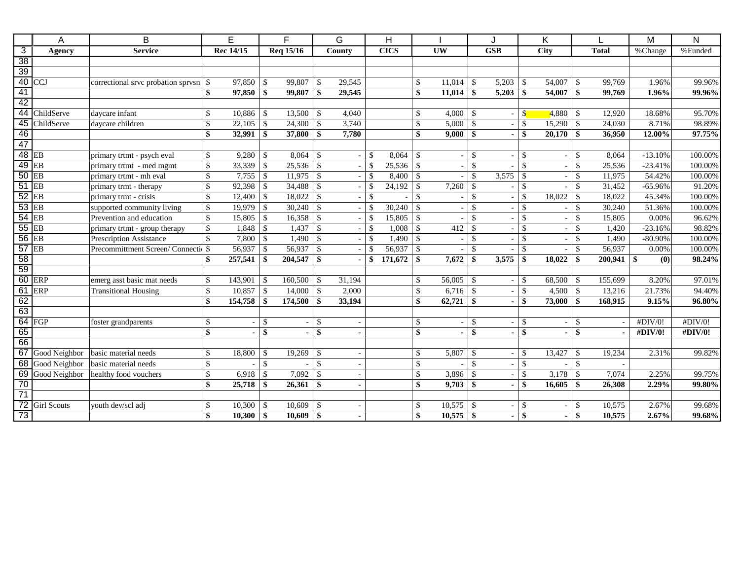| | A | B | E | F | G | H | I | J | K | L | M | N |
|---|---|---|---|---|---|---|---|---|---|---|---|---|
| 3 | **Agency** | **Service** | **Rec 14/15** | **Req 15/16** | **County** | **CICS** | **UW** | **GSB** | **City** | **Total** | %Change | %Funded |
| 38 | | | | | | | | | | | | |
| 39 | | | | | | | | | | | | |
| 40 | CCJ | correctional srvc probation sprvsn | $ 97,850 | $ 99,807 | $ 29,545 | | $ 11,014 | $ 5,203 | $ 54,007 | $ 99,769 | 1.96% | 99.96% |
| 41 | | | **$ 97,850** | **$ 99,807** | **$ 29,545** | | **$ 11,014** | **$ 5,203** | **$ 54,007** | **$ 99,769** | **1.96%** | **99.96%** |
| 42 | | | | | | | | | | | | |
| 44 | ChildServe | daycare infant | $ 10,886 | $ 13,500 | $ 4,040 | | $ 4,000 | $ - | $ 4,880 | $ 12,920 | 18.68% | 95.70% |
| 45 | ChildServe | daycare children | $ 22,105 | $ 24,300 | $ 3,740 | | $ 5,000 | $ - | $ 15,290 | $ 24,030 | 8.71% | 98.89% |
| 46 | | | **$ 32,991** | **$ 37,800** | **$ 7,780** | | **$ 9,000** | **$ -** | **$ 20,170** | **$ 36,950** | **12.00%** | **97.75%** |
| 47 | | | | | | | | | | | | |
| 48 | EB | primary trtmt - psych eval | $ 9,280 | $ 8,064 | $ - | $ 8,064 | $ - | $ - | $ - | $ 8,064 | -13.10% | 100.00% |
| 49 | EB | primary trtmt - med mgmt | $ 33,339 | $ 25,536 | $ - | $ 25,536 | $ - | $ - | $ - | $ 25,536 | -23.41% | 100.00% |
| 50 | EB | primary trtmt - mh eval | $ 7,755 | $ 11,975 | $ - | $ 8,400 | $ - | $ 3,575 | $ - | $ 11,975 | 54.42% | 100.00% |
| 51 | EB | primary trmt - therapy | $ 92,398 | $ 34,488 | $ - | $ 24,192 | $ 7,260 | $ - | $ - | $ 31,452 | -65.96% | 91.20% |
| 52 | EB | primary trmt - crisis | $ 12,400 | $ 18,022 | $ - | $ - | $ - | $ - | $ 18,022 | $ 18,022 | 45.34% | 100.00% |
| 53 | EB | supported community living | $ 19,979 | $ 30,240 | $ - | $ 30,240 | $ - | $ - | $ - | $ 30,240 | 51.36% | 100.00% |
| 54 | EB | Prevention and education | $ 15,805 | $ 16,358 | $ - | $ 15,805 | $ - | $ - | $ - | $ 15,805 | 0.00% | 96.62% |
| 55 | EB | primary trtmt - group therapy | $ 1,848 | $ 1,437 | $ - | $ 1,008 | $ 412 | $ - | $ - | $ 1,420 | -23.16% | 98.82% |
| 56 | EB | Prescription Assistance | $ 7,800 | $ 1,490 | $ - | $ 1,490 | $ - | $ - | $ - | $ 1,490 | -80.90% | 100.00% |
| 57 | EB | Precommittment Screen/ Connecti | $ 56,937 | $ 56,937 | $ - | $ 56,937 | $ - | $ - | $ - | $ 56,937 | 0.00% | 100.00% |
| 58 | | | **$ 257,541** | **$ 204,547** | **$ -** | **$ 171,672** | **$ 7,672** | **$ 3,575** | **$ 18,022** | **$ 200,941** | **$ (0)** | **98.24%** |
| 59 | | | | | | | | | | | | |
| 60 | ERP | emerg asst basic mat needs | $ 143,901 | $ 160,500 | $ 31,194 | | $ 56,005 | $ - | $ 68,500 | $ 155,699 | 8.20% | 97.01% |
| 61 | ERP | Transitional Housing | $ 10,857 | $ 14,000 | $ 2,000 | | $ 6,716 | $ - | $ 4,500 | $ 13,216 | 21.73% | 94.40% |
| 62 | | | **$ 154,758** | **$ 174,500** | **$ 33,194** | | **$ 62,721** | **$ -** | **$ 73,000** | **$ 168,915** | **9.15%** | **96.80%** |
| 63 | | | | | | | | | | | | |
| 64 | FGP | foster grandparents | $ - | $ - | $ - | | $ - | $ - | $ - | $ - | #DIV/0! | #DIV/0! |
| 65 | | | **$ -** | **$ -** | **$ -** | | **$ -** | **$ -** | **$ -** | **$ -** | **#DIV/0!** | **#DIV/0!** |
| 66 | | | | | | | | | | | | |
| 67 | Good Neighbor | basic material needs | $ 18,800 | $ 19,269 | $ - | | $ 5,807 | $ - | $ 13,427 | $ 19,234 | 2.31% | 99.82% |
| 68 | Good Neighbor | basic material needs | $ - | $ - | $ - | | $ - | $ - | $ - | $ - | | |
| 69 | Good Neighbor | healthy food vouchers | $ 6,918 | $ 7,092 | $ - | | $ 3,896 | $ - | $ 3,178 | $ 7,074 | 2.25% | 99.75% |
| 70 | | | **$ 25,718** | **$ 26,361** | **$ -** | | **$ 9,703** | **$ -** | **$ 16,605** | **$ 26,308** | **2.29%** | **99.80%** |
| 71 | | | | | | | | | | | | |
| 72 | Girl Scouts | youth dev/scl adj | $ 10,300 | $ 10,609 | $ - | | $ 10,575 | $ - | $ - | $ 10,575 | 2.67% | 99.68% |
| 73 | | | **$ 10,300** | **$ 10,609** | **$ -** | | **$ 10,575** | **$ -** | **$ -** | **$ 10,575** | **2.67%** | **99.68%** |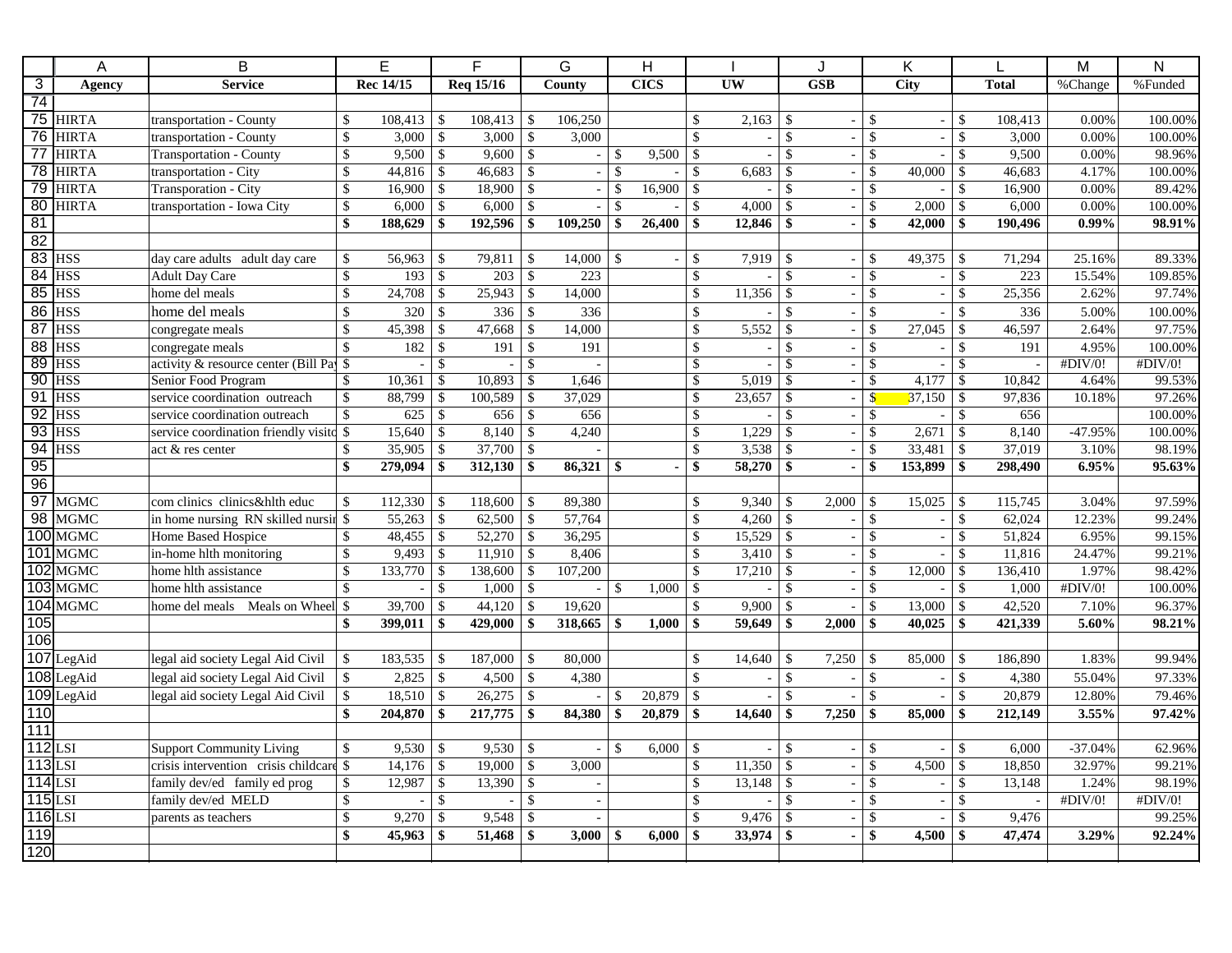| | A | B | E | F | G | H | I | J | K | L | M | N |
|---|---|---|---|---|---|---|---|---|---|---|---|---|
| 3 | **Agency** | **Service** | **Rec 14/15** | **Req 15/16** | **County** | **CICS** | **UW** | **GSB** | **City** | **Total** | %Change | %Funded |
| 74 | | | | | | | | | | | | |
| 75 | HIRTA | transportation - County | $ 108,413 | $ 108,413 | $ 106,250 | | $ 2,163 | $ - | $ - | $ 108,413 | 0.00% | 100.00% |
| 76 | HIRTA | transportation - County | $ 3,000 | $ 3,000 | $ 3,000 | | $ - | $ - | $ - | $ 3,000 | 0.00% | 100.00% |
| 77 | HIRTA | Transportation - County | $ 9,500 | $ 9,600 | $ - | $ 9,500 | $ - | $ - | $ - | $ 9,500 | 0.00% | 98.96% |
| 78 | HIRTA | transportation - City | $ 44,816 | $ 46,683 | $ - | $ - | $ 6,683 | $ - | $ 40,000 | $ 46,683 | 4.17% | 100.00% |
| 79 | HIRTA | Transporation - City | $ 16,900 | $ 18,900 | $ - | $ 16,900 | $ - | $ - | $ - | $ 16,900 | 0.00% | 89.42% |
| 80 | HIRTA | transportation - Iowa City | $ 6,000 | $ 6,000 | $ - | $ - | $ 4,000 | $ - | $ 2,000 | $ 6,000 | 0.00% | 100.00% |
| 81 | | | **$ 188,629** | **$ 192,596** | **$ 109,250** | **$ 26,400** | **$ 12,846** | **$ -** | **$ 42,000** | **$ 190,496** | **0.99%** | **98.91%** |
| 82 | | | | | | | | | | | | |
| 83 | HSS | day care adults adult day care | $ 56,963 | $ 79,811 | $ 14,000 | $ - | $ 7,919 | $ - | $ 49,375 | $ 71,294 | 25.16% | 89.33% |
| 84 | HSS | Adult Day Care | $ 193 | $ 203 | $ 223 | | $ - | $ - | $ - | $ 223 | 15.54% | 109.85% |
| 85 | HSS | home del meals | $ 24,708 | $ 25,943 | $ 14,000 | | $ 11,356 | $ - | $ - | $ 25,356 | 2.62% | 97.74% |
| 86 | HSS | home del meals | $ 320 | $ 336 | $ 336 | | $ - | $ - | $ - | $ 336 | 5.00% | 100.00% |
| 87 | HSS | congregate meals | $ 45,398 | $ 47,668 | $ 14,000 | | $ 5,552 | $ - | $ 27,045 | $ 46,597 | 2.64% | 97.75% |
| 88 | HSS | congregate meals | $ 182 | $ 191 | $ 191 | | $ - | $ - | $ - | $ 191 | 4.95% | 100.00% |
| 89 | HSS | activity & resource center (Bill Pay | $ - | $ - | $ - | | $ - | $ - | $ - | $ - | #DIV/0! | #DIV/0! |
| 90 | HSS | Senior Food Program | $ 10,361 | $ 10,893 | $ 1,646 | | $ 5,019 | $ - | $ 4,177 | $ 10,842 | 4.64% | 99.53% |
| 91 | HSS | service coordination outreach | $ 88,799 | $ 100,589 | $ 37,029 | | $ 23,657 | $ - | $ 37,150 | $ 97,836 | 10.18% | 97.26% |
| 92 | HSS | service coordination outreach | $ 625 | $ 656 | $ 656 | | $ - | $ - | $ - | $ 656 | | 100.00% |
| 93 | HSS | service coordination friendly visito | $ 15,640 | $ 8,140 | $ 4,240 | | $ 1,229 | $ - | $ 2,671 | $ 8,140 | -47.95% | 100.00% |
| 94 | HSS | act & res center | $ 35,905 | $ 37,700 | $ - | | $ 3,538 | $ - | $ 33,481 | $ 37,019 | 3.10% | 98.19% |
| 95 | | | **$ 279,094** | **$ 312,130** | **$ 86,321** | **$ -** | **$ 58,270** | **$ -** | **$ 153,899** | **$ 298,490** | **6.95%** | **95.63%** |
| 96 | | | | | | | | | | | | |
| 97 | MGMC | com clinics clinics&hlth educ | $ 112,330 | $ 118,600 | $ 89,380 | | $ 9,340 | $ 2,000 | $ 15,025 | $ 115,745 | 3.04% | 97.59% |
| 98 | MGMC | in home nursing RN skilled nursin | $ 55,263 | $ 62,500 | $ 57,764 | | $ 4,260 | $ - | $ - | $ 62,024 | 12.23% | 99.24% |
| 100 | MGMC | Home Based Hospice | $ 48,455 | $ 52,270 | $ 36,295 | | $ 15,529 | $ - | $ - | $ 51,824 | 6.95% | 99.15% |
| 101 | MGMC | in-home hlth monitoring | $ 9,493 | $ 11,910 | $ 8,406 | | $ 3,410 | $ - | $ - | $ 11,816 | 24.47% | 99.21% |
| 102 | MGMC | home hlth assistance | $ 133,770 | $ 138,600 | $ 107,200 | | $ 17,210 | $ - | $ 12,000 | $ 136,410 | 1.97% | 98.42% |
| 103 | MGMC | home hlth assistance | $ - | $ 1,000 | $ - | $ 1,000 | $ - | $ - | $ - | $ 1,000 | #DIV/0! | 100.00% |
| 104 | MGMC | home del meals Meals on Wheel | $ 39,700 | $ 44,120 | $ 19,620 | | $ 9,900 | $ - | $ 13,000 | $ 42,520 | 7.10% | 96.37% |
| 105 | | | **$ 399,011** | **$ 429,000** | **$ 318,665** | **$ 1,000** | **$ 59,649** | **$ 2,000** | **$ 40,025** | **$ 421,339** | **5.60%** | **98.21%** |
| 106 | | | | | | | | | | | | |
| 107 | LegAid | legal aid society Legal Aid Civil | $ 183,535 | $ 187,000 | $ 80,000 | | $ 14,640 | $ 7,250 | $ 85,000 | $ 186,890 | 1.83% | 99.94% |
| 108 | LegAid | legal aid society Legal Aid Civil | $ 2,825 | $ 4,500 | $ 4,380 | | $ - | $ - | $ - | $ 4,380 | 55.04% | 97.33% |
| 109 | LegAid | legal aid society Legal Aid Civil | $ 18,510 | $ 26,275 | $ - | $ 20,879 | $ - | $ - | $ - | $ 20,879 | 12.80% | 79.46% |
| 110 | | | **$ 204,870** | **$ 217,775** | **$ 84,380** | **$ 20,879** | **$ 14,640** | **$ 7,250** | **$ 85,000** | **$ 212,149** | **3.55%** | **97.42%** |
| 111 | | | | | | | | | | | | |
| 112 | LSI | Support Community Living | $ 9,530 | $ 9,530 | $ - | $ 6,000 | $ - | $ - | $ - | $ 6,000 | -37.04% | 62.96% |
| 113 | LSI | crisis intervention crisis childcare | $ 14,176 | $ 19,000 | $ 3,000 | | $ 11,350 | $ - | $ 4,500 | $ 18,850 | 32.97% | 99.21% |
| 114 | LSI | family dev/ed family ed prog | $ 12,987 | $ 13,390 | $ - | | $ 13,148 | $ - | $ - | $ 13,148 | 1.24% | 98.19% |
| 115 | LSI | family dev/ed MELD | $ - | $ - | $ - | | $ - | $ - | $ - | $ - | #DIV/0! | #DIV/0! |
| 116 | LSI | parents as teachers | $ 9,270 | $ 9,548 | $ - | | $ 9,476 | $ - | $ - | $ 9,476 | | 99.25% |
| 119 | | | **$ 45,963** | **$ 51,468** | **$ 3,000** | **$ 6,000** | **$ 33,974** | **$ -** | **$ 4,500** | **$ 47,474** | **3.29%** | **92.24%** |
| 120 | | | | | | | | | | | | |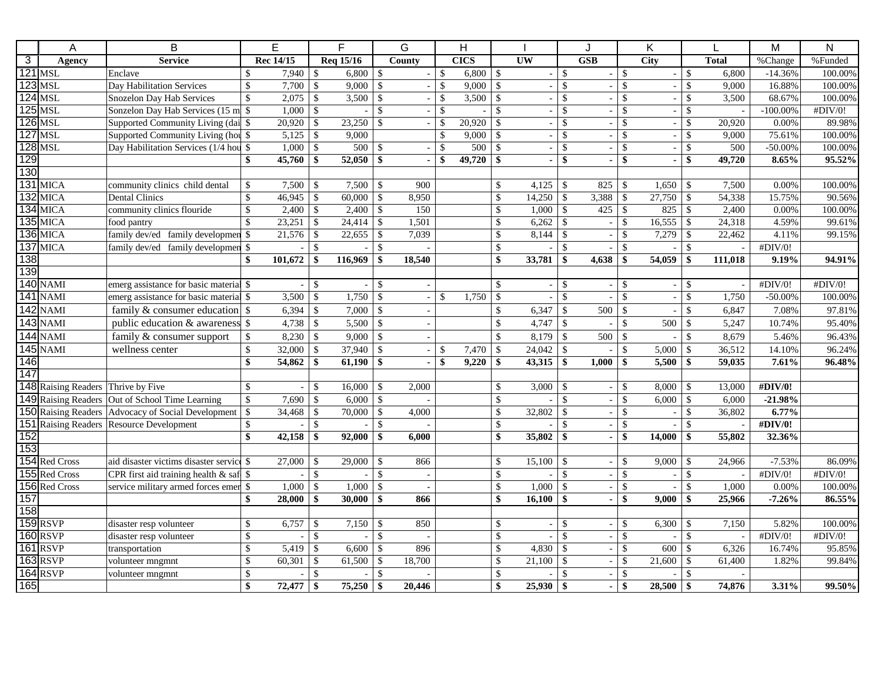|  | A | B | E | F | G | H | I | J | K | L | M | N |
|---|---|---|---|---|---|---|---|---|---|---|---|---|
| 3 | Agency | Service | Rec 14/15 | Req 15/16 | County | CICS | UW | GSB | City | Total | %Change | %Funded |
| 121 | MSL | Enclave | $ 7,940 | $ 6,800 | $ - | $ 6,800 | $ - | $ - | $ - | $ 6,800 | -14.36% | 100.00% |
| 123 | MSL | Day Habilitation Services | $ 7,700 | $ 9,000 | $ - | $ 9,000 | $ - | $ - | $ - | $ 9,000 | 16.88% | 100.00% |
| 124 | MSL | Snozelon Day Hab Services | $ 2,075 | $ 3,500 | $ - | $ 3,500 | $ - | $ - | $ - | $ 3,500 | 68.67% | 100.00% |
| 125 | MSL | Sonzelon Day Hab Services (15 m | $ 1,000 | $ - | $ - | $ - | $ - | $ - | $ - | $ - | -100.00% | #DIV/0! |
| 126 | MSL | Supported Community Living (dai | $ 20,920 | $ 23,250 | $ - | $ 20,920 | $ - | $ - | $ - | $ 20,920 | 0.00% | 89.98% |
| 127 | MSL | Supported Community Living (hou | $ 5,125 | $ 9,000 |  | $ 9,000 | $ - | $ - | $ - | $ 9,000 | 75.61% | 100.00% |
| 128 | MSL | Day Habilitation Services (1/4 hou | $ 1,000 | $ 500 | $ - | $ 500 | $ - | $ - | $ - | $ 500 | -50.00% | 100.00% |
| 129 |  |  | **$ 45,760** | **$ 52,050** | **$ -** | **$ 49,720** | **$ -** | **$ -** | **$ -** | **$ 49,720** | **8.65%** | **95.52%** |
| 130 |  |  |  |  |  |  |  |  |  |  |  |  |
| 131 | MICA | community clinics child dental | $ 7,500 | $ 7,500 | $ 900 |  | $ 4,125 | $ 825 | $ 1,650 | $ 7,500 | 0.00% | 100.00% |
| 132 | MICA | Dental Clinics | $ 46,945 | $ 60,000 | $ 8,950 |  | $ 14,250 | $ 3,388 | $ 27,750 | $ 54,338 | 15.75% | 90.56% |
| 134 | MICA | community clinics flouride | $ 2,400 | $ 2,400 | $ 150 |  | $ 1,000 | $ 425 | $ 825 | $ 2,400 | 0.00% | 100.00% |
| 135 | MICA | food pantry | $ 23,251 | $ 24,414 | $ 1,501 |  | $ 6,262 | $ - | $ 16,555 | $ 24,318 | 4.59% | 99.61% |
| 136 | MICA | family dev/ed family developmen | $ 21,576 | $ 22,655 | $ 7,039 |  | $ 8,144 | $ - | $ 7,279 | $ 22,462 | 4.11% | 99.15% |
| 137 | MICA | family dev/ed family developmen | $ - | $ - | $ - |  | $ - | $ - | $ - | $ - | #DIV/0! |  |
| 138 |  |  | **$ 101,672** | **$ 116,969** | **$ 18,540** |  | **$ 33,781** | **$ 4,638** | **$ 54,059** | **$ 111,018** | **9.19%** | **94.91%** |
| 139 |  |  |  |  |  |  |  |  |  |  |  |  |
| 140 | NAMI | emerg assistance for basic material | $ - | $ - | $ - |  | $ - | $ - | $ - | $ - | #DIV/0! | #DIV/0! |
| 141 | NAMI | emerg assistance for basic material | $ 3,500 | $ 1,750 | $ - | $ 1,750 | $ - | $ - | $ - | $ 1,750 | -50.00% | 100.00% |
| 142 | NAMI | family & consumer education | $ 6,394 | $ 7,000 | $ - |  | $ 6,347 | $ 500 | $ - | $ 6,847 | 7.08% | 97.81% |
| 143 | NAMI | public education & awareness | $ 4,738 | $ 5,500 | $ - |  | $ 4,747 | $ - | $ 500 | $ 5,247 | 10.74% | 95.40% |
| 144 | NAMI | family & consumer support | $ 8,230 | $ 9,000 | $ - |  | $ 8,179 | $ 500 | $ - | $ 8,679 | 5.46% | 96.43% |
| 145 | NAMI | wellness center | $ 32,000 | $ 37,940 | $ - | $ 7,470 | $ 24,042 | $ - | $ 5,000 | $ 36,512 | 14.10% | 96.24% |
| 146 |  |  | **$ 54,862** | **$ 61,190** | **$ -** | **$ 9,220** | **$ 43,315** | **$ 1,000** | **$ 5,500** | **$ 59,035** | **7.61%** | **96.48%** |
| 147 |  |  |  |  |  |  |  |  |  |  |  |  |
| 148 | Raising Readers | Thrive by Five | $ - | $ 16,000 | $ 2,000 |  | $ 3,000 | $ - | $ 8,000 | $ 13,000 | **#DIV/0!** |  |
| 149 | Raising Readers | Out of School Time Learning | $ 7,690 | $ 6,000 | $ - |  | $ - | $ - | $ 6,000 | $ 6,000 | **-21.98%** |  |
| 150 | Raising Readers | Advocacy of Social Development | $ 34,468 | $ 70,000 | $ 4,000 |  | $ 32,802 | $ - | $ - | $ 36,802 | **6.77%** |  |
| 151 | Raising Readers | Resource Development | $ - | $ - | $ - |  | $ - | $ - | $ - | $ - | **#DIV/0!** |  |
| 152 |  |  | **$ 42,158** | **$ 92,000** | **$ 6,000** |  | **$ 35,802** | **$ -** | **$ 14,000** | **$ 55,802** | **32.36%** |  |
| 153 |  |  |  |  |  |  |  |  |  |  |  |  |
| 154 | Red Cross | aid disaster victims disaster service | $ 27,000 | $ 29,000 | $ 866 |  | $ 15,100 | $ - | $ 9,000 | $ 24,966 | -7.53% | 86.09% |
| 155 | Red Cross | CPR first aid training health & saf | $ - | $ - | $ - |  | $ - | $ - | $ - | $ - | #DIV/0! | #DIV/0! |
| 156 | Red Cross | service military armed forces emer | $ 1,000 | $ 1,000 | $ - |  | $ 1,000 | $ - | $ - | $ 1,000 | 0.00% | 100.00% |
| 157 |  |  | **$ 28,000** | **$ 30,000** | **$ 866** |  | **$ 16,100** | **$ -** | **$ 9,000** | **$ 25,966** | **-7.26%** | **86.55%** |
| 158 |  |  |  |  |  |  |  |  |  |  |  |  |
| 159 | RSVP | disaster resp volunteer | $ 6,757 | $ 7,150 | $ 850 |  | $ - | $ - | $ 6,300 | $ 7,150 | 5.82% | 100.00% |
| 160 | RSVP | disaster resp volunteer | $ - | $ - | $ - |  | $ - | $ - | $ - | $ - | #DIV/0! | #DIV/0! |
| 161 | RSVP | transportation | $ 5,419 | $ 6,600 | $ 896 |  | $ 4,830 | $ - | $ 600 | $ 6,326 | 16.74% | 95.85% |
| 163 | RSVP | volunteer mngmnt | $ 60,301 | $ 61,500 | $ 18,700 |  | $ 21,100 | $ - | $ 21,600 | $ 61,400 | 1.82% | 99.84% |
| 164 | RSVP | volunteer mngmnt | $ - | $ - | $ - |  | $ - | $ - | $ - | $ - |  |  |
| 165 |  |  | **$ 72,477** | **$ 75,250** | **$ 20,446** |  | **$ 25,930** | **$ -** | **$ 28,500** | **$ 74,876** | **3.31%** | **99.50%** |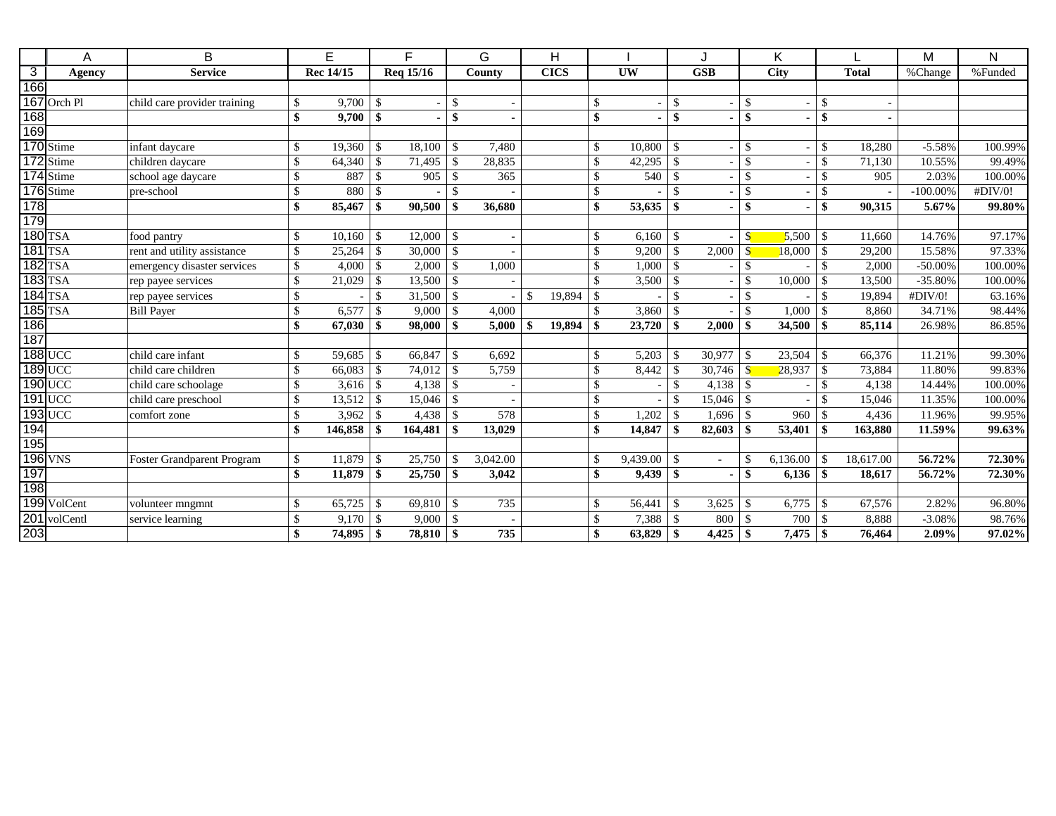| | A | B | E | F | G | H | I | J | K | L | M | N |
|---|---|---|---|---|---|---|---|---|---|---|---|---|
| 3 | Agency | Service | Rec 14/15 | Req 15/16 | County | CICS | UW | GSB | City | Total | %Change | %Funded |
| 166 | | | | | | | | | | | | |
| 167 | Orch Pl | child care provider training | $ 9,700 | $ - | $ - | | $ - | $ - | $ - | $ - | | |
| 168 | | | **$ 9,700** | **$ -** | **$ -** | | **$ -** | **$ -** | **$ -** | **$ -** | | |
| 169 | | | | | | | | | | | | |
| 170 | Stime | infant daycare | $ 19,360 | $ 18,100 | $ 7,480 | | $ 10,800 | $ - | $ - | $ 18,280 | -5.58% | 100.99% |
| 172 | Stime | children daycare | $ 64,340 | $ 71,495 | $ 28,835 | | $ 42,295 | $ - | $ - | $ 71,130 | 10.55% | 99.49% |
| 174 | Stime | school age daycare | $ 887 | $ 905 | $ 365 | | $ 540 | $ - | $ - | $ 905 | 2.03% | 100.00% |
| 176 | Stime | pre-school | $ 880 | $ - | $ - | | $ - | $ - | $ - | $ - | -100.00% | #DIV/0! |
| 178 | | | **$ 85,467** | **$ 90,500** | **$ 36,680** | | **$ 53,635** | **$ -** | **$ -** | **$ 90,315** | **5.67%** | **99.80%** |
| 179 | | | | | | | | | | | | |
| 180 | TSA | food pantry | $ 10,160 | $ 12,000 | $ - | | $ 6,160 | $ - | $ 5,500 | $ 11,660 | 14.76% | 97.17% |
| 181 | TSA | rent and utility assistance | $ 25,264 | $ 30,000 | $ - | | $ 9,200 | $ 2,000 | $ 18,000 | $ 29,200 | 15.58% | 97.33% |
| 182 | TSA | emergency disaster services | $ 4,000 | $ 2,000 | $ 1,000 | | $ 1,000 | $ - | $ - | $ 2,000 | -50.00% | 100.00% |
| 183 | TSA | rep payee services | $ 21,029 | $ 13,500 | $ - | | $ 3,500 | $ - | $ 10,000 | $ 13,500 | -35.80% | 100.00% |
| 184 | TSA | rep payee services | $ - | $ 31,500 | $ - | $ 19,894 | $ - | $ - | $ - | $ 19,894 | #DIV/0! | 63.16% |
| 185 | TSA | Bill Payer | $ 6,577 | $ 9,000 | $ 4,000 | | $ 3,860 | $ - | $ 1,000 | $ 8,860 | 34.71% | 98.44% |
| 186 | | | **$ 67,030** | **$ 98,000** | **$ 5,000** | **$ 19,894** | **$ 23,720** | **$ 2,000** | **$ 34,500** | **$ 85,114** | 26.98% | 86.85% |
| 187 | | | | | | | | | | | | |
| 188 | UCC | child care infant | $ 59,685 | $ 66,847 | $ 6,692 | | $ 5,203 | $ 30,977 | $ 23,504 | $ 66,376 | 11.21% | 99.30% |
| 189 | UCC | child care children | $ 66,083 | $ 74,012 | $ 5,759 | | $ 8,442 | $ 30,746 | $ 28,937 | $ 73,884 | 11.80% | 99.83% |
| 190 | UCC | child care schoolage | $ 3,616 | $ 4,138 | $ - | | $ - | $ 4,138 | $ - | $ 4,138 | 14.44% | 100.00% |
| 191 | UCC | child care preschool | $ 13,512 | $ 15,046 | $ - | | $ - | $ 15,046 | $ - | $ 15,046 | 11.35% | 100.00% |
| 193 | UCC | comfort zone | $ 3,962 | $ 4,438 | $ 578 | | $ 1,202 | $ 1,696 | $ 960 | $ 4,436 | 11.96% | 99.95% |
| 194 | | | **$ 146,858** | **$ 164,481** | **$ 13,029** | | **$ 14,847** | **$ 82,603** | **$ 53,401** | **$ 163,880** | **11.59%** | **99.63%** |
| 195 | | | | | | | | | | | | |
| 196 | VNS | Foster Grandparent Program | $ 11,879 | $ 25,750 | $ 3,042.00 | | $ 9,439.00 | $ - | $ 6,136.00 | $ 18,617.00 | **56.72%** | **72.30%** |
| 197 | | | **$ 11,879** | **$ 25,750** | **$ 3,042** | | **$ 9,439** | **$ -** | **$ 6,136** | **$ 18,617** | **56.72%** | **72.30%** |
| 198 | | | | | | | | | | | | |
| 199 | VolCent | volunteer mngmnt | $ 65,725 | $ 69,810 | $ 735 | | $ 56,441 | $ 3,625 | $ 6,775 | $ 67,576 | 2.82% | 96.80% |
| 201 | volCentl | service learning | $ 9,170 | $ 9,000 | $ - | | $ 7,388 | $ 800 | $ 700 | $ 8,888 | -3.08% | 98.76% |
| 203 | | | **$ 74,895** | **$ 78,810** | **$ 735** | | **$ 63,829** | **$ 4,425** | **$ 7,475** | **$ 76,464** | **2.09%** | **97.02%** |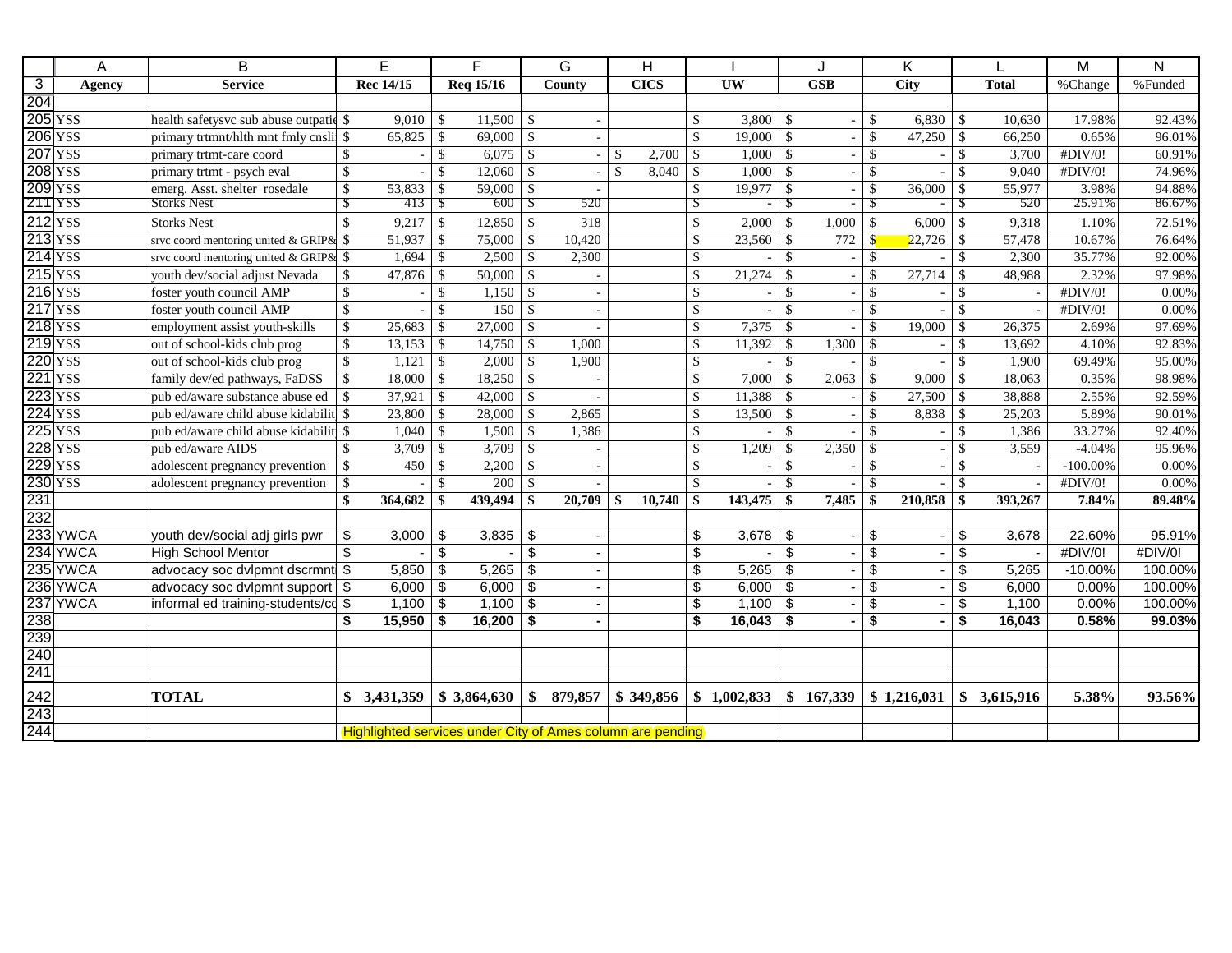| | A | B | E | F | G | H | I | J | K | L | M | N |
|---|---|---|---|---|---|---|---|---|---|---|---|---|
| 3 | **Agency** | **Service** | **Rec 14/15** | **Req 15/16** | **County** | **CICS** | **UW** | **GSB** | **City** | **Total** | %Change | %Funded |
| 204 | | | | | | | | | | | | |
| 205 | YSS | health safetysvc sub abuse outpatie | $ 9,010 | $ 11,500 | $ - | | $ 3,800 | $ - | $ 6,830 | $ 10,630 | 17.98% | 92.43% |
| 206 | YSS | primary trtmnt/hlth mnt fmly cnsli | $ 65,825 | $ 69,000 | $ - | | $ 19,000 | $ - | $ 47,250 | $ 66,250 | 0.65% | 96.01% |
| 207 | YSS | primary trtmt-care coord | $ - | $ 6,075 | $ - | $ 2,700 | $ 1,000 | $ - | $ - | $ 3,700 | #DIV/0! | 60.91% |
| 208 | YSS | primary trtmt - psych eval | $ - | $ 12,060 | $ - | $ 8,040 | $ 1,000 | $ - | $ - | $ 9,040 | #DIV/0! | 74.96% |
| 209 | YSS | emerg. Asst. shelter rosedale | $ 53,833 | $ 59,000 | $ - | | $ 19,977 | $ - | $ 36,000 | $ 55,977 | 3.98% | 94.88% |
| 211 | YSS | Storks Nest | $ 413 | $ 600 | $ 520 | | $ - | $ - | $ - | $ 520 | 25.91% | 86.67% |
| 212 | YSS | Storks Nest | $ 9,217 | $ 12,850 | $ 318 | | $ 2,000 | $ 1,000 | $ 6,000 | $ 9,318 | 1.10% | 72.51% |
| 213 | YSS | srvc coord mentoring united & GRIP& | $ 51,937 | $ 75,000 | $ 10,420 | | $ 23,560 | $ 772 | $ 22,726 | $ 57,478 | 10.67% | 76.64% |
| 214 | YSS | srvc coord mentoring united & GRIP& | $ 1,694 | $ 2,500 | $ 2,300 | | $ - | $ - | $ - | $ 2,300 | 35.77% | 92.00% |
| 215 | YSS | youth dev/social adjust Nevada | $ 47,876 | $ 50,000 | $ - | | $ 21,274 | $ - | $ 27,714 | $ 48,988 | 2.32% | 97.98% |
| 216 | YSS | foster youth council AMP | $ - | $ 1,150 | $ - | | $ - | $ - | $ - | $ - | #DIV/0! | 0.00% |
| 217 | YSS | foster youth council AMP | $ - | $ 150 | $ - | | $ - | $ - | $ - | $ - | #DIV/0! | 0.00% |
| 218 | YSS | employment assist youth-skills | $ 25,683 | $ 27,000 | $ - | | $ 7,375 | $ - | $ 19,000 | $ 26,375 | 2.69% | 97.69% |
| 219 | YSS | out of school-kids club prog | $ 13,153 | $ 14,750 | $ 1,000 | | $ 11,392 | $ 1,300 | $ - | $ 13,692 | 4.10% | 92.83% |
| 220 | YSS | out of school-kids club prog | $ 1,121 | $ 2,000 | $ 1,900 | | $ - | $ - | $ - | $ 1,900 | 69.49% | 95.00% |
| 221 | YSS | family dev/ed pathways, FaDSS | $ 18,000 | $ 18,250 | $ - | | $ 7,000 | $ 2,063 | $ 9,000 | $ 18,063 | 0.35% | 98.98% |
| 223 | YSS | pub ed/aware substance abuse ed | $ 37,921 | $ 42,000 | $ - | | $ 11,388 | $ - | $ 27,500 | $ 38,888 | 2.55% | 92.59% |
| 224 | YSS | pub ed/aware child abuse kidabilit | $ 23,800 | $ 28,000 | $ 2,865 | | $ 13,500 | $ - | $ 8,838 | $ 25,203 | 5.89% | 90.01% |
| 225 | YSS | pub ed/aware child abuse kidabilit | $ 1,040 | $ 1,500 | $ 1,386 | | $ - | $ - | $ - | $ 1,386 | 33.27% | 92.40% |
| 228 | YSS | pub ed/aware AIDS | $ 3,709 | $ 3,709 | $ - | | $ 1,209 | $ 2,350 | $ - | $ 3,559 | -4.04% | 95.96% |
| 229 | YSS | adolescent pregnancy prevention | $ 450 | $ 2,200 | $ - | | $ - | $ - | $ - | $ - | -100.00% | 0.00% |
| 230 | YSS | adolescent pregnancy prevention | $ - | $ 200 | $ - | | $ - | $ - | $ - | $ - | #DIV/0! | 0.00% |
| 231 | | | **$ 364,682** | **$ 439,494** | **$ 20,709** | **$ 10,740** | **$ 143,475** | **$ 7,485** | **$ 210,858** | **$ 393,267** | **7.84%** | **89.48%** |
| 232 | | | | | | | | | | | | |
| 233 | YWCA | youth dev/social adj girls pwr | $ 3,000 | $ 3,835 | $ - | | $ 3,678 | $ - | $ - | $ 3,678 | 22.60% | 95.91% |
| 234 | YWCA | High School Mentor | $ - | $ - | $ - | | $ - | $ - | $ - | $ - | #DIV/0! | #DIV/0! |
| 235 | YWCA | advocacy soc dvlpmnt dscrmnt | $ 5,850 | $ 5,265 | $ - | | $ 5,265 | $ - | $ - | $ 5,265 | -10.00% | 100.00% |
| 236 | YWCA | advocacy soc dvlpmnt support | $ 6,000 | $ 6,000 | $ - | | $ 6,000 | $ - | $ - | $ 6,000 | 0.00% | 100.00% |
| 237 | YWCA | informal ed training-students/co | $ 1,100 | $ 1,100 | $ - | | $ 1,100 | $ - | $ - | $ 1,100 | 0.00% | 100.00% |
| 238 | | | **$ 15,950** | **$ 16,200** | **$ -** | | **$ 16,043** | **$ -** | **$ -** | **$ 16,043** | **0.58%** | **99.03%** |
| 239 | | | | | | | | | | | | |
| 240 | | | | | | | | | | | | |
| 241 | | | | | | | | | | | | |
| 242 | | **TOTAL** | **$ 3,431,359** | **$ 3,864,630** | **$ 879,857** | **$ 349,856** | **$ 1,002,833** | **$ 167,339** | **$ 1,216,031** | **$ 3,615,916** | **5.38%** | **93.56%** |
| 243 | | | | | | | | | | | | |
| 244 | | | Highlighted services under City of Ames column are pending | | | | | | | | | |